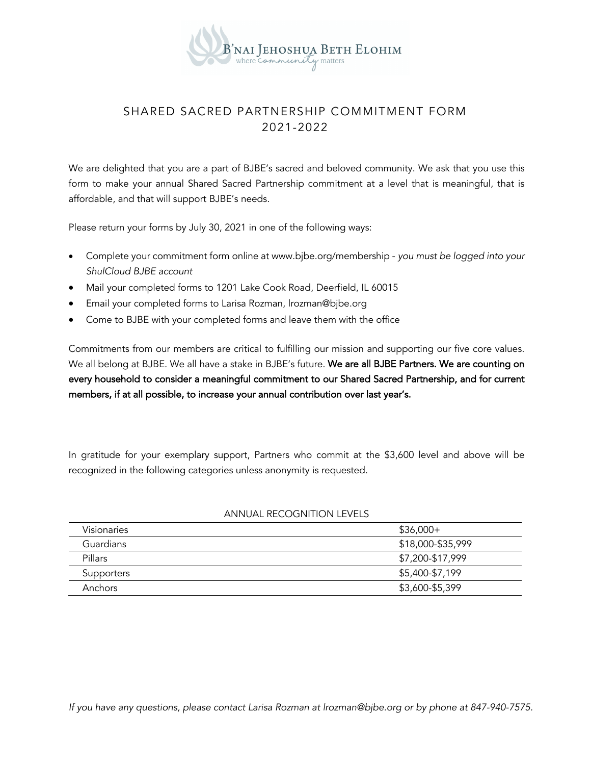B'NAI JEHOSHUA BETH ELOHIM
where community matters

# SHARED SACRED PARTNERSHIP COMMITMENT FORM 2021-2022

We are delighted that you are a part of BJBE's sacred and beloved community. We ask that you use this form to make your annual Shared Sacred Partnership commitment at a level that is meaningful, that is affordable, and that will support BJBE's needs.

Please return your forms by July 30, 2021 in one of the following ways:

- Complete your commitment form online at www.bjbe.org/membership - *you must be logged into your ShulCloud BJBE account*
- Mail your completed forms to 1201 Lake Cook Road, Deerfield, IL 60015
- Email your completed forms to Larisa Rozman, lrozman@bjbe.org
- Come to BJBE with your completed forms and leave them with the office

Commitments from our members are critical to fulfilling our mission and supporting our five core values. We all belong at BJBE. We all have a stake in BJBE's future. **We are all BJBE Partners. We are counting on every household to consider a meaningful commitment to our Shared Sacred Partnership, and for current members, if at all possible, to increase your annual contribution over last year's.**

In gratitude for your exemplary support, Partners who commit at the $3,600 level and above will be recognized in the following categories unless anonymity is requested.

ANNUAL RECOGNITION LEVELS

| | |
|---|---|
| Visionaries | $36,000+ |
| Guardians | $18,000-$35,999 |
| Pillars | $7,200-$17,999 |
| Supporters | $5,400-$7,199 |
| Anchors | $3,600-$5,399 |

*If you have any questions, please contact Larisa Rozman at lrozman@bjbe.org or by phone at 847-940-7575.*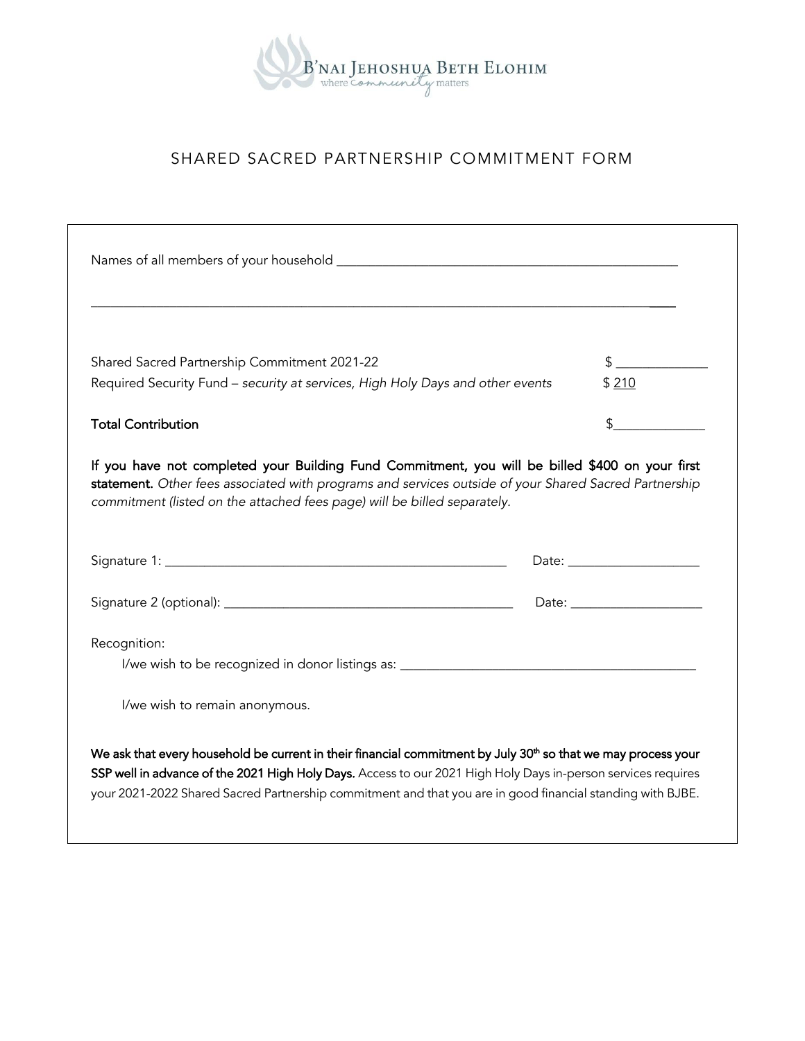B'NAI JEHOSHUA BETH ELOHIM
where community matters

# SHARED SACRED PARTNERSHIP COMMITMENT FORM

Names of all members of your household ____________________________________________________

____________________________________________________________________________________________

Shared Sacred Partnership Commitment 2021-22 $ ______________

Required Security Fund – *security at services, High Holy Days and other events* $ 210

Total Contribution $______________

**If you have not completed your Building Fund Commitment, you will be billed $400 on your first statement.** *Other fees associated with programs and services outside of your Shared Sacred Partnership commitment (listed on the attached fees page) will be billed separately.*

Signature 1: ______________________________________________________ Date: ____________________

Signature 2 (optional): ____________________________________________ Date: ____________________

Recognition:

I/we wish to be recognized in donor listings as: ______________________________________________

I/we wish to remain anonymous.

**We ask that every household be current in their financial commitment by July 30th so that we may process your SSP well in advance of the 2021 High Holy Days.** Access to our 2021 High Holy Days in-person services requires your 2021-2022 Shared Sacred Partnership commitment and that you are in good financial standing with BJBE.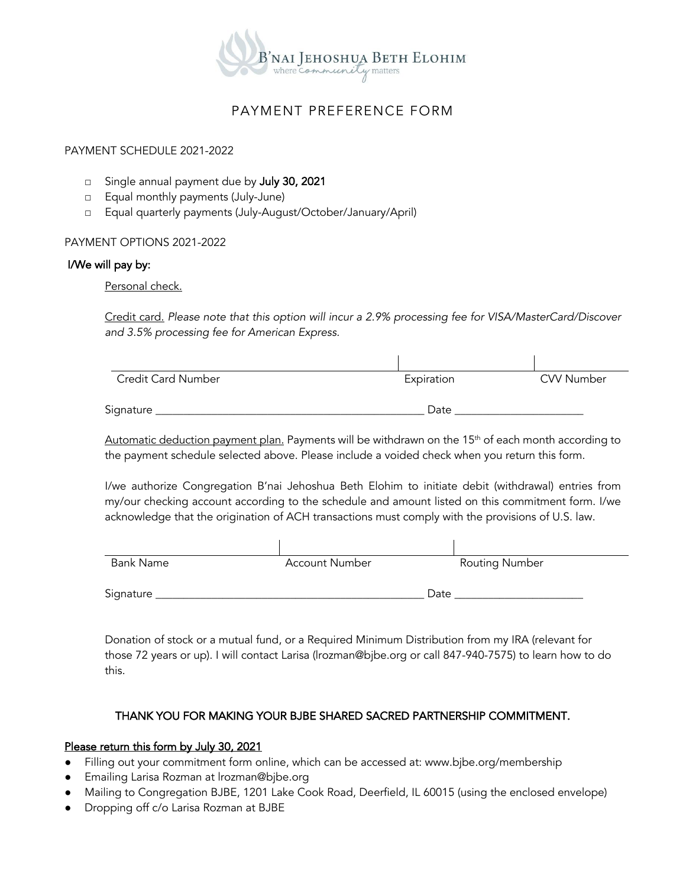B'NAI JEHOSHUA BETH ELOHIM
where community matters

# PAYMENT PREFERENCE FORM

PAYMENT SCHEDULE 2021-2022

- □ Single annual payment due by **July 30, 2021**
- □ Equal monthly payments (July-June)
- □ Equal quarterly payments (July-August/October/January/April)

PAYMENT OPTIONS 2021-2022

**I/We will pay by:**

Personal check.

Credit card. *Please note that this option will incur a 2.9% processing fee for VISA/MasterCard/Discover and 3.5% processing fee for American Express.*

| Credit Card Number | Expiration | CVV Number |
|---|---|---|
| | | |

Signature ______________________________________________ Date ______________________

Automatic deduction payment plan. Payments will be withdrawn on the 15th of each month according to the payment schedule selected above. Please include a voided check when you return this form.

I/we authorize Congregation B'nai Jehoshua Beth Elohim to initiate debit (withdrawal) entries from my/our checking account according to the schedule and amount listed on this commitment form. I/we acknowledge that the origination of ACH transactions must comply with the provisions of U.S. law.

| Bank Name | Account Number | Routing Number |
|---|---|---|
| | | |

Signature ______________________________________________ Date ______________________

Donation of stock or a mutual fund, or a Required Minimum Distribution from my IRA (relevant for those 72 years or up). I will contact Larisa (lrozman@bjbe.org or call 847-940-7575) to learn how to do this.

**THANK YOU FOR MAKING YOUR BJBE SHARED SACRED PARTNERSHIP COMMITMENT.**

**Please return this form by July 30, 2021**

- Filling out your commitment form online, which can be accessed at: www.bjbe.org/membership
- Emailing Larisa Rozman at lrozman@bjbe.org
- Mailing to Congregation BJBE, 1201 Lake Cook Road, Deerfield, IL 60015 (using the enclosed envelope)
- Dropping off c/o Larisa Rozman at BJBE